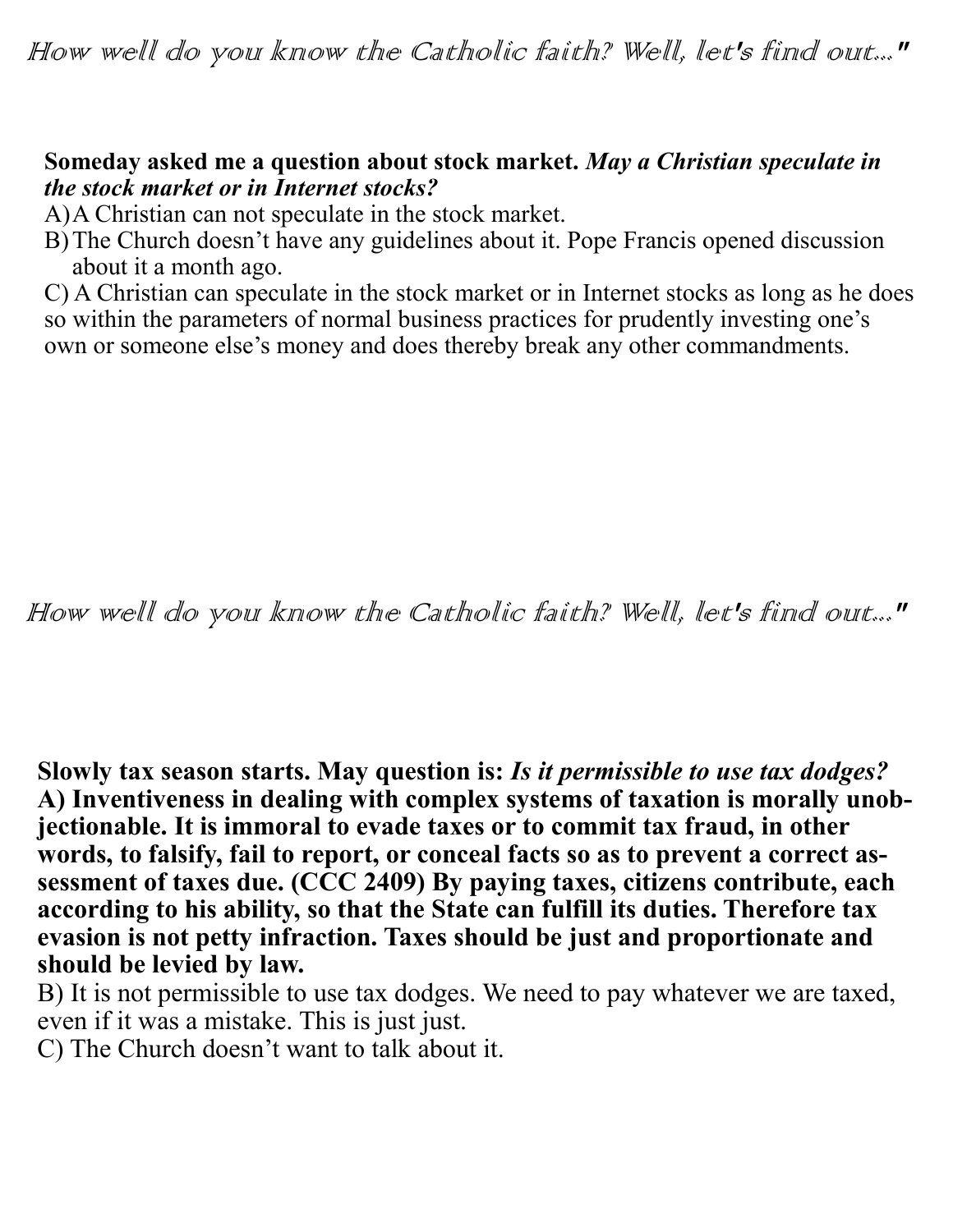*How well do you know the Catholic faith? Well, let's find out..."*

**Someday asked me a question about stock market.** ***May a Christian speculate in the stock market or in Internet stocks?***

A) A Christian can not speculate in the stock market.

B) The Church doesn't have any guidelines about it. Pope Francis opened discussion about it a month ago.

C) A Christian can speculate in the stock market or in Internet stocks as long as he does so within the parameters of normal business practices for prudently investing one's own or someone else's money and does thereby break any other commandments.

*How well do you know the Catholic faith? Well, let's find out..."*

**Slowly tax season starts. May question is:** ***Is it permissible to use tax dodges?***

**A) Inventiveness in dealing with complex systems of taxation is morally unobjectionable. It is immoral to evade taxes or to commit tax fraud, in other words, to falsify, fail to report, or conceal facts so as to prevent a correct assessment of taxes due. (CCC 2409) By paying taxes, citizens contribute, each according to his ability, so that the State can fulfill its duties. Therefore tax evasion is not petty infraction. Taxes should be just and proportionate and should be levied by law.**

B) It is not permissible to use tax dodges. We need to pay whatever we are taxed, even if it was a mistake. This is just just.

C) The Church doesn't want to talk about it.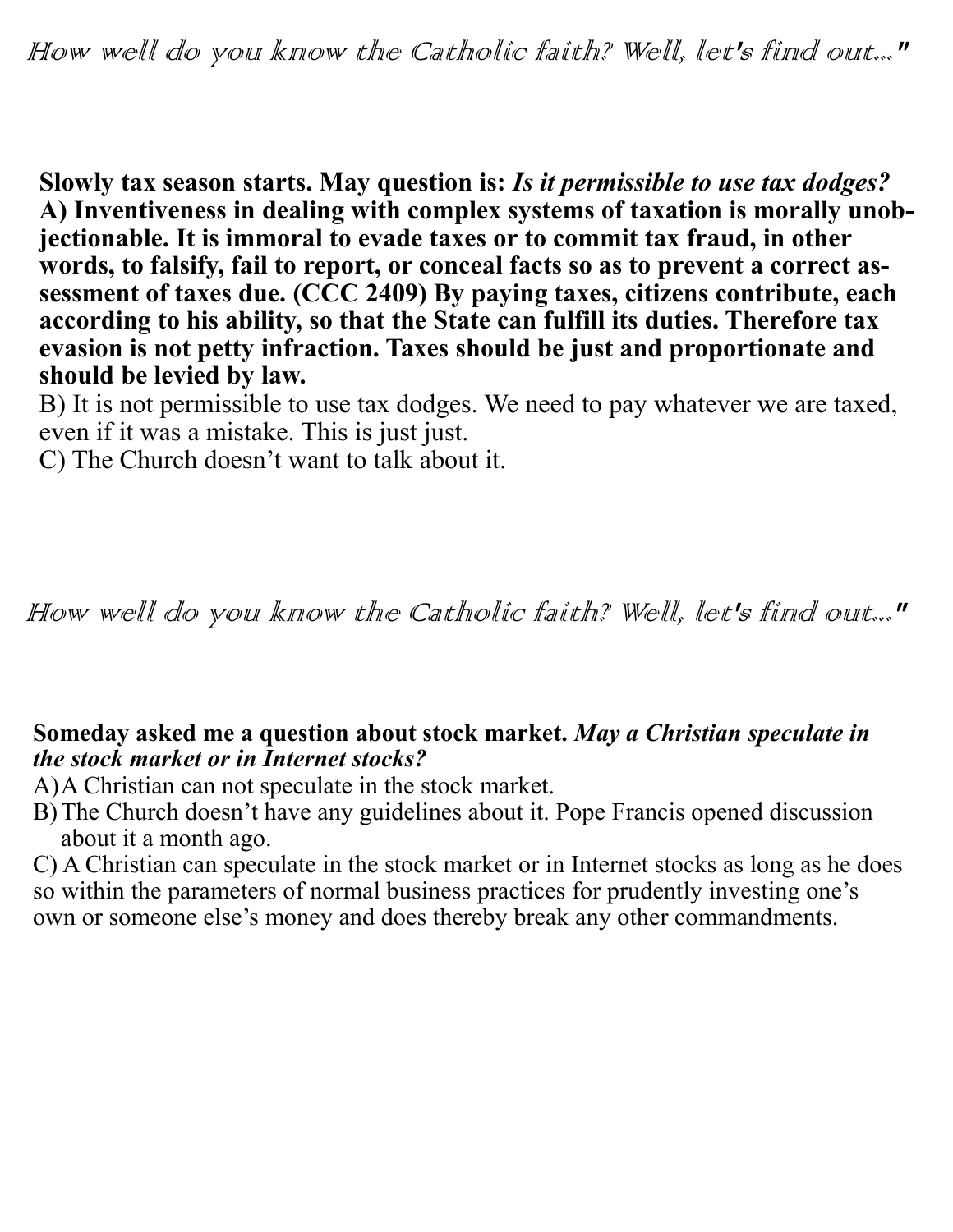*How well do you know the Catholic faith? Well, let's find out..."*

**Slowly tax season starts. May question is:** ***Is it permissible to use tax dodges?***
**A) Inventiveness in dealing with complex systems of taxation is morally unobjectionable. It is immoral to evade taxes or to commit tax fraud, in other words, to falsify, fail to report, or conceal facts so as to prevent a correct assessment of taxes due. (CCC 2409) By paying taxes, citizens contribute, each according to his ability, so that the State can fulfill its duties. Therefore tax evasion is not petty infraction. Taxes should be just and proportionate and should be levied by law.**
B) It is not permissible to use tax dodges. We need to pay whatever we are taxed, even if it was a mistake. This is just just.
C) The Church doesn't want to talk about it.

*How well do you know the Catholic faith? Well, let's find out..."*

**Someday asked me a question about stock market.** ***May a Christian speculate in the stock market or in Internet stocks?***
A) A Christian can not speculate in the stock market.
B) The Church doesn't have any guidelines about it. Pope Francis opened discussion about it a month ago.
C) A Christian can speculate in the stock market or in Internet stocks as long as he does so within the parameters of normal business practices for prudently investing one's own or someone else's money and does thereby break any other commandments.